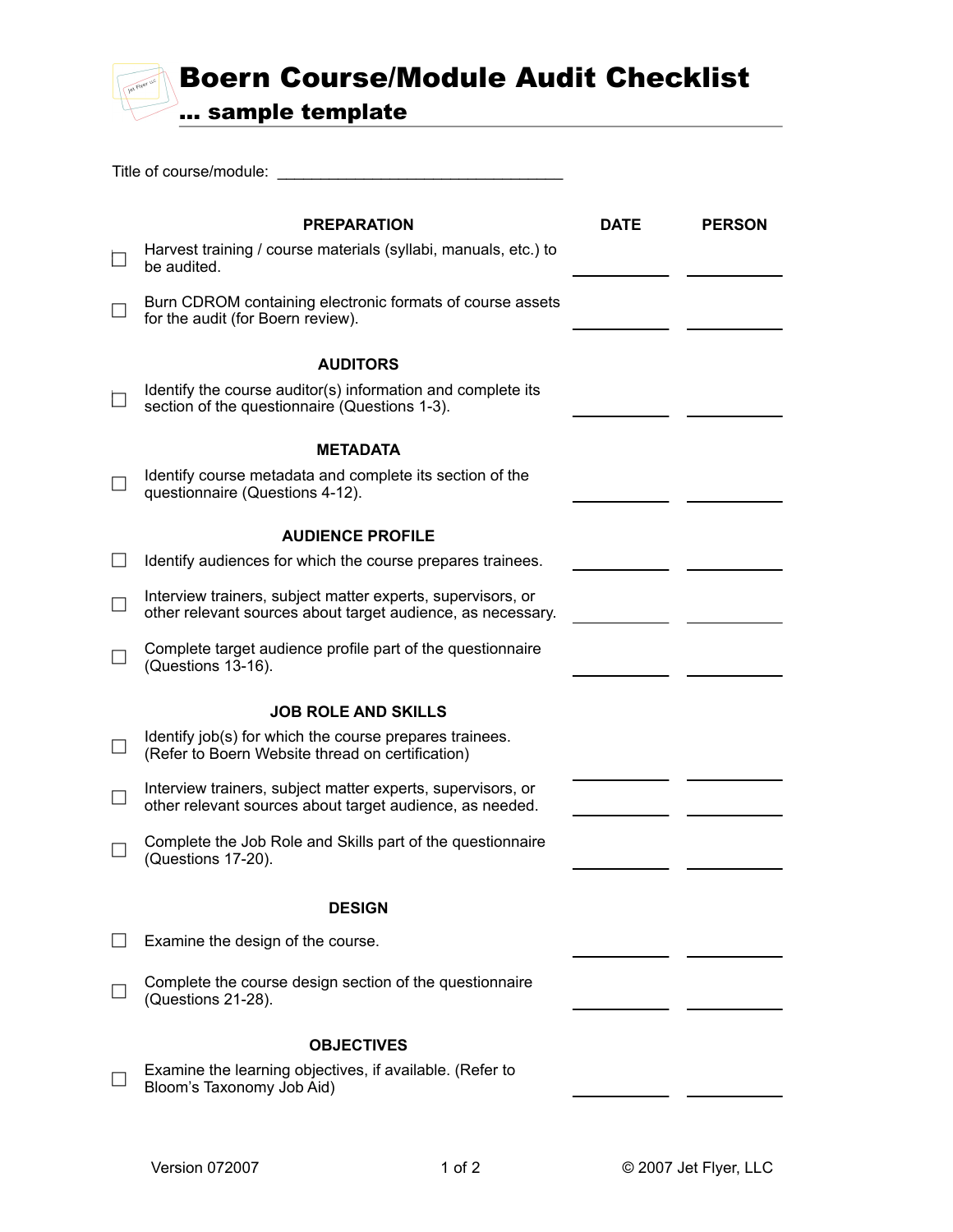# Boern Course/Module Audit Checklist

## … sample template

Title of course/module: ________________________________

| | PREPARATION | DATE | PERSON |
|---|---|---|---|
| ☐ | Harvest training / course materials (syllabi, manuals, etc.) to be audited. | ________ | ________ |
| ☐ | Burn CDROM containing electronic formats of course assets for the audit (for Boern review). | ________ | ________ |
| | **AUDITORS** | | |
| ☐ | Identify the course auditor(s) information and complete its section of the questionnaire (Questions 1-3). | ________ | ________ |
| | **METADATA** | | |
| ☐ | Identify course metadata and complete its section of the questionnaire (Questions 4-12). | ________ | ________ |
| | **AUDIENCE PROFILE** | | |
| ☐ | Identify audiences for which the course prepares trainees. | ________ | ________ |
| ☐ | Interview trainers, subject matter experts, supervisors, or other relevant sources about target audience, as necessary. | ________ | ________ |
| ☐ | Complete target audience profile part of the questionnaire (Questions 13-16). | ________ | ________ |
| | **JOB ROLE AND SKILLS** | | |
| ☐ | Identify job(s) for which the course prepares trainees. (Refer to Boern Website thread on certification) | ________ | ________ |
| ☐ | Interview trainers, subject matter experts, supervisors, or other relevant sources about target audience, as needed. | ________ | ________ |
| ☐ | Complete the Job Role and Skills part of the questionnaire (Questions 17-20). | ________ | ________ |
| | **DESIGN** | | |
| ☐ | Examine the design of the course. | ________ | ________ |
| ☐ | Complete the course design section of the questionnaire (Questions 21-28). | ________ | ________ |
| | **OBJECTIVES** | | |
| ☐ | Examine the learning objectives, if available. (Refer to Bloom's Taxonomy Job Aid) | ________ | ________ |

Version 072007

© 2007 Jet Flyer, LLC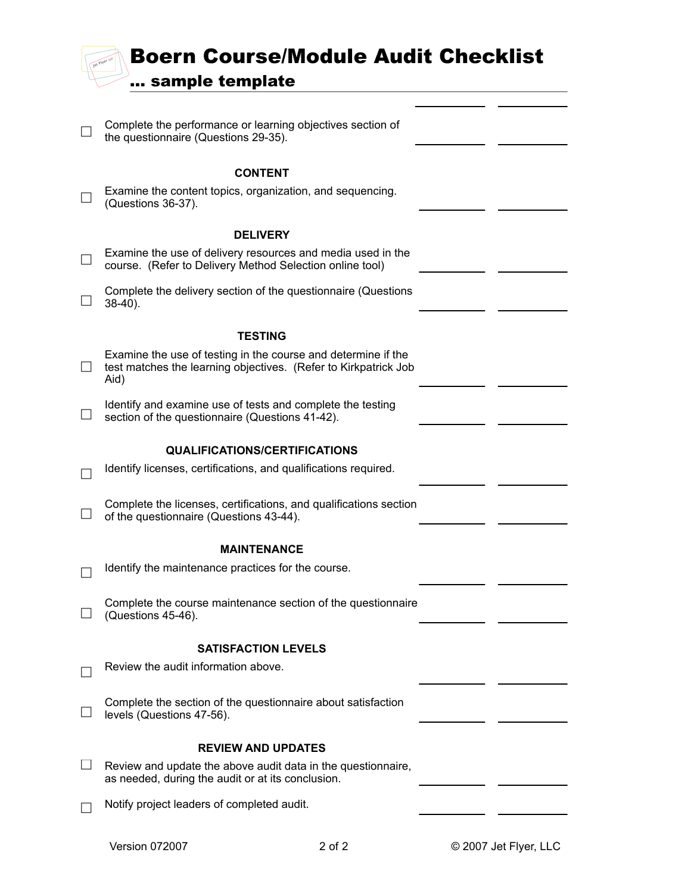# Boern Course/Module Audit Checklist

## … sample template

- ☐ Complete the performance or learning objectives section of the questionnaire (Questions 29-35).

**CONTENT**

- ☐ Examine the content topics, organization, and sequencing. (Questions 36-37).

**DELIVERY**

- ☐ Examine the use of delivery resources and media used in the course. (Refer to Delivery Method Selection online tool)
- ☐ Complete the delivery section of the questionnaire (Questions 38-40).

**TESTING**

- ☐ Examine the use of testing in the course and determine if the test matches the learning objectives. (Refer to Kirkpatrick Job Aid)
- ☐ Identify and examine use of tests and complete the testing section of the questionnaire (Questions 41-42).

**QUALIFICATIONS/CERTIFICATIONS**

- ☐ Identify licenses, certifications, and qualifications required.
- ☐ Complete the licenses, certifications, and qualifications section of the questionnaire (Questions 43-44).

**MAINTENANCE**

- ☐ Identify the maintenance practices for the course.
- ☐ Complete the course maintenance section of the questionnaire (Questions 45-46).

**SATISFACTION LEVELS**

- ☐ Review the audit information above.
- ☐ Complete the section of the questionnaire about satisfaction levels (Questions 47-56).

**REVIEW AND UPDATES**

- ☐ Review and update the above audit data in the questionnaire, as needed, during the audit or at its conclusion.
- ☐ Notify project leaders of completed audit.

Version 072007

© 2007 Jet Flyer, LLC